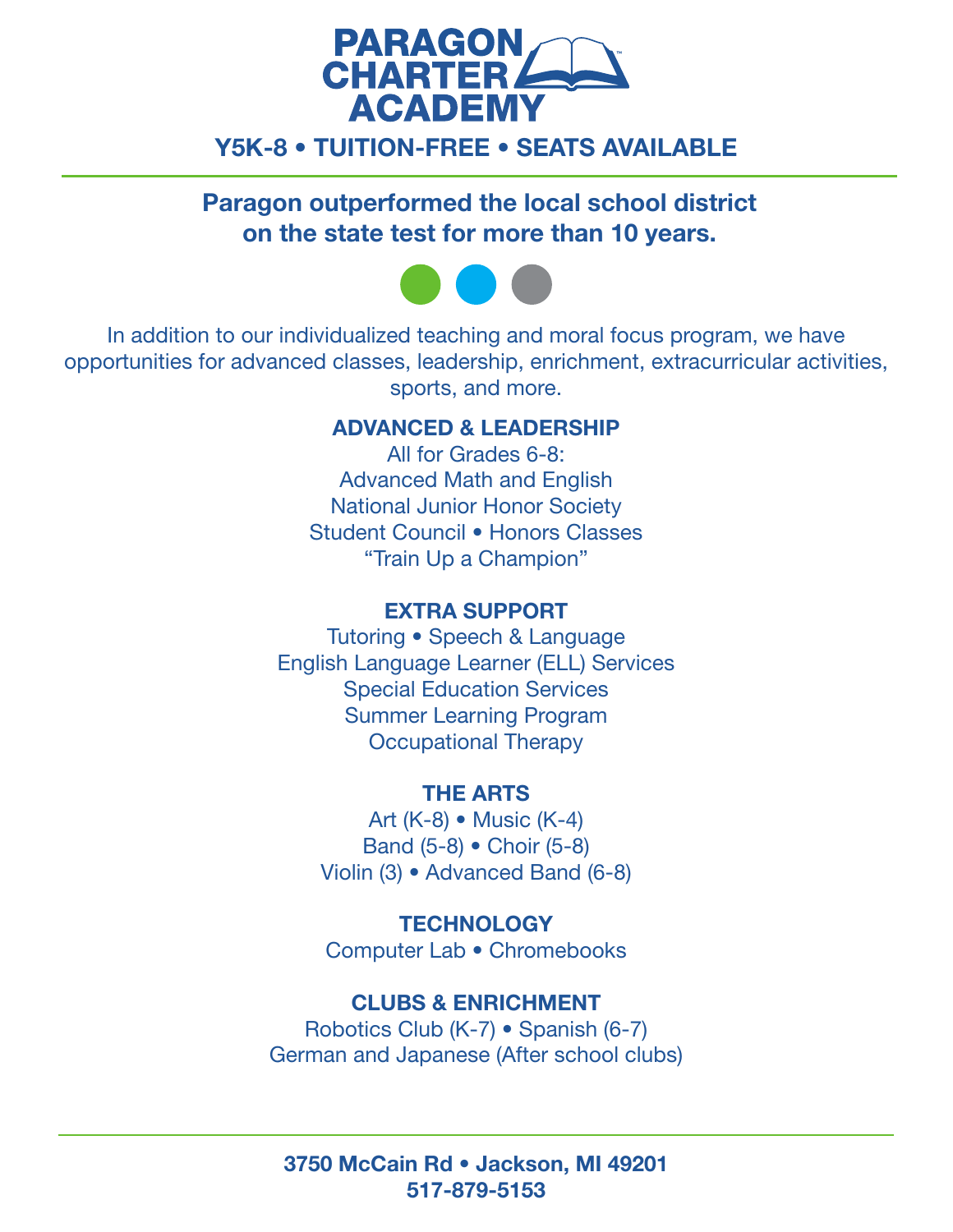# PARAGON CHARTER ACADEMY

**Y5K-8 • TUITION-FREE • SEATS AVAILABLE**

---

**Paragon outperformed the local school district on the state test for more than 10 years.**

In addition to our individualized teaching and moral focus program, we have opportunities for advanced classes, leadership, enrichment, extracurricular activities, sports, and more.

### ADVANCED & LEADERSHIP

All for Grades 6-8:
Advanced Math and English
National Junior Honor Society
Student Council • Honors Classes
"Train Up a Champion"

### EXTRA SUPPORT

Tutoring • Speech & Language
English Language Learner (ELL) Services
Special Education Services
Summer Learning Program
Occupational Therapy

### THE ARTS

Art (K-8) • Music (K-4)
Band (5-8) • Choir (5-8)
Violin (3) • Advanced Band (6-8)

### TECHNOLOGY

Computer Lab • Chromebooks

### CLUBS & ENRICHMENT

Robotics Club (K-7) • Spanish (6-7)
German and Japanese (After school clubs)

---

**3750 McCain Rd • Jackson, MI 49201**
**517-879-5153**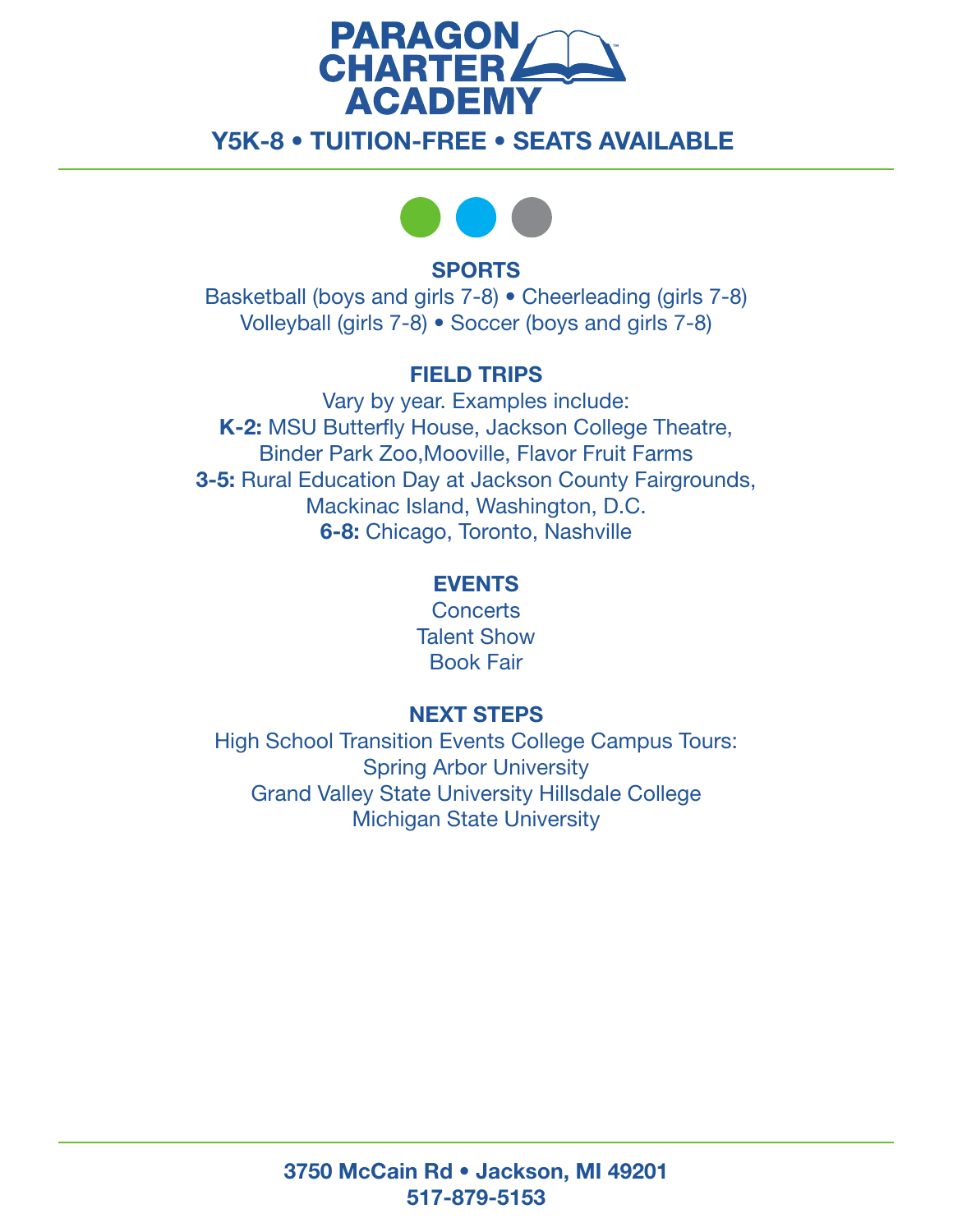# PARAGON CHARTER ACADEMY

**Y5K-8 • TUITION-FREE • SEATS AVAILABLE**

## SPORTS

Basketball (boys and girls 7-8) • Cheerleading (girls 7-8)
Volleyball (girls 7-8) • Soccer (boys and girls 7-8)

## FIELD TRIPS

Vary by year. Examples include:
**K-2:** MSU Butterfly House, Jackson College Theatre, Binder Park Zoo,Mooville, Flavor Fruit Farms
**3-5:** Rural Education Day at Jackson County Fairgrounds, Mackinac Island, Washington, D.C.
**6-8:** Chicago, Toronto, Nashville

## EVENTS

Concerts
Talent Show
Book Fair

## NEXT STEPS

High School Transition Events College Campus Tours:
Spring Arbor University
Grand Valley State University Hillsdale College
Michigan State University

**3750 McCain Rd • Jackson, MI 49201**
**517-879-5153**